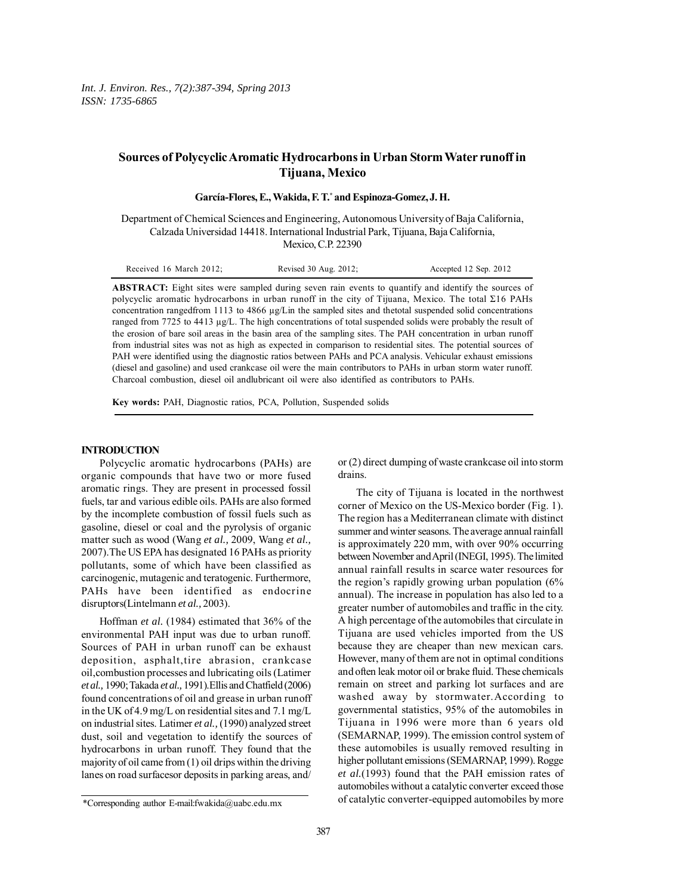# Sources of Polycyclic Aromatic Hydrocarbons in Urban Storm Water runoff in Tijuana, Mexico

**García-Flores, E., Wakida, F. T.* and Espinoza-Gomez, J. H.**

Department of Chemical Sciences and Engineering, Autonomous University of Baja California, Calzada Universidad 14418. International Industrial Park, Tijuana, Baja California, Mexico, C.P. 22390

Received 16 March 2012; Revised 30 Aug. 2012; Accepted 12 Sep. 2012

**ABSTRACT:** Eight sites were sampled during seven rain events to quantify and identify the sources of polycyclic aromatic hydrocarbons in urban runoff in the city of Tijuana, Mexico. The total Σ16 PAHs concentration rangedfrom 1113 to 4866 µg/Lin the sampled sites and thetotal suspended solid concentrations ranged from 7725 to 4413 µg/L. The high concentrations of total suspended solids were probably the result of the erosion of bare soil areas in the basin area of the sampling sites. The PAH concentration in urban runoff from industrial sites was not as high as expected in comparison to residential sites. The potential sources of PAH were identified using the diagnostic ratios between PAHs and PCA analysis. Vehicular exhaust emissions (diesel and gasoline) and used crankcase oil were the main contributors to PAHs in urban storm water runoff. Charcoal combustion, diesel oil andlubricant oil were also identified as contributors to PAHs.

**Key words:** PAH, Diagnostic ratios, PCA, Pollution, Suspended solids

## INTRODUCTION

Polycyclic aromatic hydrocarbons (PAHs) are organic compounds that have two or more fused aromatic rings. They are present in processed fossil fuels, tar and various edible oils. PAHs are also formed by the incomplete combustion of fossil fuels such as gasoline, diesel or coal and the pyrolysis of organic matter such as wood (Wang *et al.,* 2009, Wang *et al.,* 2007).The US EPA has designated 16 PAHs as priority pollutants, some of which have been classified as carcinogenic, mutagenic and teratogenic. Furthermore, PAHs have been identified as endocrine disruptors(Lintelmann *et al.,* 2003).

Hoffman *et al.* (1984) estimated that 36% of the environmental PAH input was due to urban runoff. Sources of PAH in urban runoff can be exhaust deposition, asphalt,tire abrasion, crankcase oil,combustion processes and lubricating oils (Latimer *et al.,* 1990; Takada *et al.,* 1991).Ellis and Chatfield (2006) found concentrations of oil and grease in urban runoff in the UK of 4.9 mg/L on residential sites and 7.1 mg/L on industrial sites. Latimer *et al.,* (1990) analyzed street dust, soil and vegetation to identify the sources of hydrocarbons in urban runoff. They found that the majority of oil came from (1) oil drips within the driving lanes on road surfacesor deposits in parking areas, and/ or (2) direct dumping of waste crankcase oil into storm drains.

The city of Tijuana is located in the northwest corner of Mexico on the US-Mexico border (Fig. 1). The region has a Mediterranean climate with distinct summer and winter seasons. The average annual rainfall is approximately 220 mm, with over 90% occurring between November and April (INEGI, 1995). The limited annual rainfall results in scarce water resources for the region's rapidly growing urban population (6% annual). The increase in population has also led to a greater number of automobiles and traffic in the city. A high percentage of the automobiles that circulate in Tijuana are used vehicles imported from the US because they are cheaper than new mexican cars. However, many of them are not in optimal conditions and often leak motor oil or brake fluid. These chemicals remain on street and parking lot surfaces and are washed away by stormwater.According to governmental statistics, 95% of the automobiles in Tijuana in 1996 were more than 6 years old (SEMARNAP, 1999). The emission control system of these automobiles is usually removed resulting in higher pollutant emissions (SEMARNAP, 1999). Rogge *et al.*(1993) found that the PAH emission rates of automobiles without a catalytic converter exceed those of catalytic converter-equipped automobiles by more

*Corresponding author E-mail:fwakida@uabc.edu.mx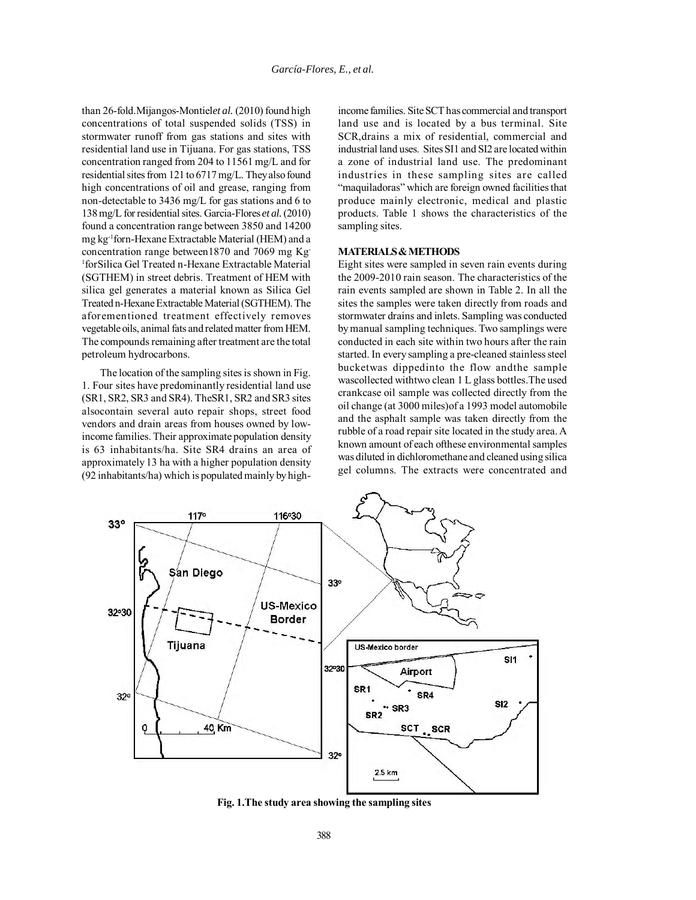than 26-fold. Mijangos-Montiel *et al.* (2010) found high concentrations of total suspended solids (TSS) in stormwater runoff from gas stations and sites with residential land use in Tijuana. For gas stations, TSS concentration ranged from 204 to 11561 mg/L and for residential sites from 121 to 6717 mg/L. They also found high concentrations of oil and grease, ranging from non-detectable to 3436 mg/L for gas stations and 6 to 138 mg/L for residential sites. Garcia-Flores *et al.* (2010) found a concentration range between 3850 and 14200 mg kg$^{-1}$ for n-Hexane Extractable Material (HEM) and a concentration range between 1870 and 7069 mg Kg$^{-1}$ for Silica Gel Treated n-Hexane Extractable Material (SGTHEM) in street debris. Treatment of HEM with silica gel generates a material known as Silica Gel Treated n-Hexane Extractable Material (SGTHEM). The aforementioned treatment effectively removes vegetable oils, animal fats and related matter from HEM. The compounds remaining after treatment are the total petroleum hydrocarbons.

The location of the sampling sites is shown in Fig. 1. Four sites have predominantly residential land use (SR1, SR2, SR3 and SR4). The SR1, SR2 and SR3 sites also contain several auto repair shops, street food vendors and drain areas from houses owned by low-income families. Their approximate population density is 63 inhabitants/ha. Site SR4 drains an area of approximately 13 ha with a higher population density (92 inhabitants/ha) which is populated mainly by high-income families. Site SCT has commercial and transport land use and is located by a bus terminal. Site SCR, drains a mix of residential, commercial and industrial land uses. Sites SI1 and SI2 are located within a zone of industrial land use. The predominant industries in these sampling sites are called "maquiladoras" which are foreign owned facilities that produce mainly electronic, medical and plastic products. Table 1 shows the characteristics of the sampling sites.

## MATERIALS & METHODS

Eight sites were sampled in seven rain events during the 2009-2010 rain season. The characteristics of the rain events sampled are shown in Table 2. In all the sites the samples were taken directly from roads and stormwater drains and inlets. Sampling was conducted by manual sampling techniques. Two samplings were conducted in each site within two hours after the rain started. In every sampling a pre-cleaned stainless steel bucket was dipped into the flow and the sample was collected with two clean 1 L glass bottles. The used crankcase oil sample was collected directly from the oil change (at 3000 miles) of a 1993 model automobile and the asphalt sample was taken directly from the rubble of a road repair site located in the study area. A known amount of each of these environmental samples was diluted in dichloromethane and cleaned using silica gel columns. The extracts were concentrated and

**Fig. 1. The study area showing the sampling sites**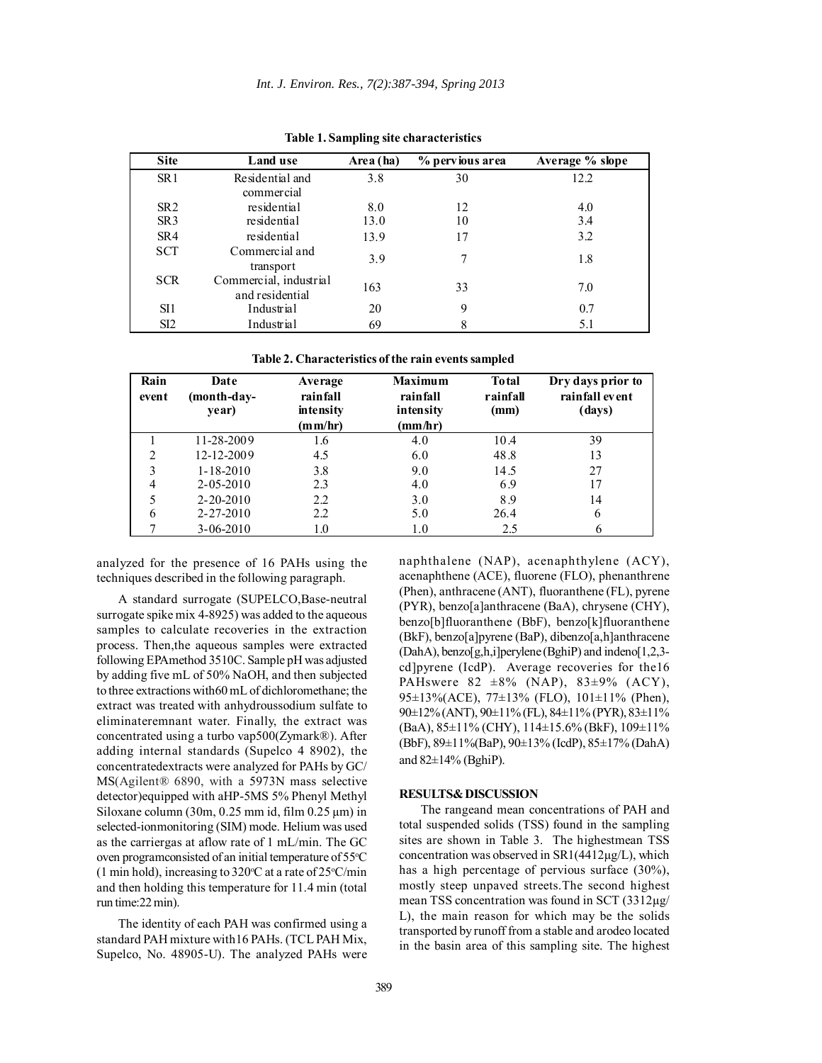**Table 1. Sampling site characteristics**

| Site | Land use | Area (ha) | % pervious area | Average % slope |
|---|---|---|---|---|
| SR1 | Residential and commercial | 3.8 | 30 | 12.2 |
| SR2 | residential | 8.0 | 12 | 4.0 |
| SR3 | residential | 13.0 | 10 | 3.4 |
| SR4 | residential | 13.9 | 17 | 3.2 |
| SCT | Commercial and transport | 3.9 | 7 | 1.8 |
| SCR | Commercial, industrial and residential | 163 | 33 | 7.0 |
| SI1 | Industrial | 20 | 9 | 0.7 |
| SI2 | Industrial | 69 | 8 | 5.1 |

**Table 2. Characteristics of the rain events sampled**

| Rain event | Date (month-day-year) | Average rainfall intensity (mm/hr) | Maximum rainfall intensity (mm/hr) | Total rainfall (mm) | Dry days prior to rainfall event (days) |
|---|---|---|---|---|---|
| 1 | 11-28-2009 | 1.6 | 4.0 | 10.4 | 39 |
| 2 | 12-12-2009 | 4.5 | 6.0 | 48.8 | 13 |
| 3 | 1-18-2010 | 3.8 | 9.0 | 14.5 | 27 |
| 4 | 2-05-2010 | 2.3 | 4.0 | 6.9 | 17 |
| 5 | 2-20-2010 | 2.2 | 3.0 | 8.9 | 14 |
| 6 | 2-27-2010 | 2.2 | 5.0 | 26.4 | 6 |
| 7 | 3-06-2010 | 1.0 | 1.0 | 2.5 | 6 |

analyzed for the presence of 16 PAHs using the techniques described in the following paragraph.

A standard surrogate (SUPELCO,Base-neutral surrogate spike mix 4-8925) was added to the aqueous samples to calculate recoveries in the extraction process. Then,the aqueous samples were extracted following EPAmethod 3510C. Sample pH was adjusted by adding five mL of 50% NaOH, and then subjected to three extractions with60 mL of dichloromethane; the extract was treated with anhydroussodium sulfate to eliminateremnant water. Finally, the extract was concentrated using a turbo vap500(Zymark®). After adding internal standards (Supelco 4 8902), the concentratedextracts were analyzed for PAHs by GC/MS(Agilent® 6890, with a 5973N mass selective detector)equipped with aHP-5MS 5% Phenyl Methyl Siloxane column (30m, 0.25 mm id, film 0.25 µm) in selected-ionmonitoring (SIM) mode. Helium was used as the carriergas at aflow rate of 1 mL/min. The GC oven programconsisted of an initial temperature of 55°C (1 min hold), increasing to 320°C at a rate of 25°C/min and then holding this temperature for 11.4 min (total run time:22 min).

The identity of each PAH was confirmed using a standard PAH mixture with16 PAHs. (TCL PAH Mix, Supelco, No. 48905-U). The analyzed PAHs were naphthalene (NAP), acenaphthylene (ACY), acenaphthene (ACE), fluorene (FLO), phenanthrene (Phen), anthracene (ANT), fluoranthene (FL), pyrene (PYR), benzo[a]anthracene (BaA), chrysene (CHY), benzo[b]fluoranthene (BbF), benzo[k]fluoranthene (BkF), benzo[a]pyrene (BaP), dibenzo[a,h]anthracene (DahA), benzo[g,h,i]perylene (BghiP) and indeno[1,2,3-cd]pyrene (IcdP). Average recoveries for the16 PAHswere 82 ±8% (NAP), 83±9% (ACY), 95±13%(ACE), 77±13% (FLO), 101±11% (Phen), 90±12% (ANT), 90±11% (FL), 84±11% (PYR), 83±11% (BaA), 85±11% (CHY), 114±15.6% (BkF), 109±11% (BbF), 89±11%(BaP), 90±13% (IcdP), 85±17% (DahA) and 82±14% (BghiP).

## RESULTS& DISCUSSION

The rangeand mean concentrations of PAH and total suspended solids (TSS) found in the sampling sites are shown in Table 3. The highestmean TSS concentration was observed in SR1(4412µg/L), which has a high percentage of pervious surface (30%), mostly steep unpaved streets.The second highest mean TSS concentration was found in SCT (3312µg/L), the main reason for which may be the solids transported by runoff from a stable and arodeo located in the basin area of this sampling site. The highest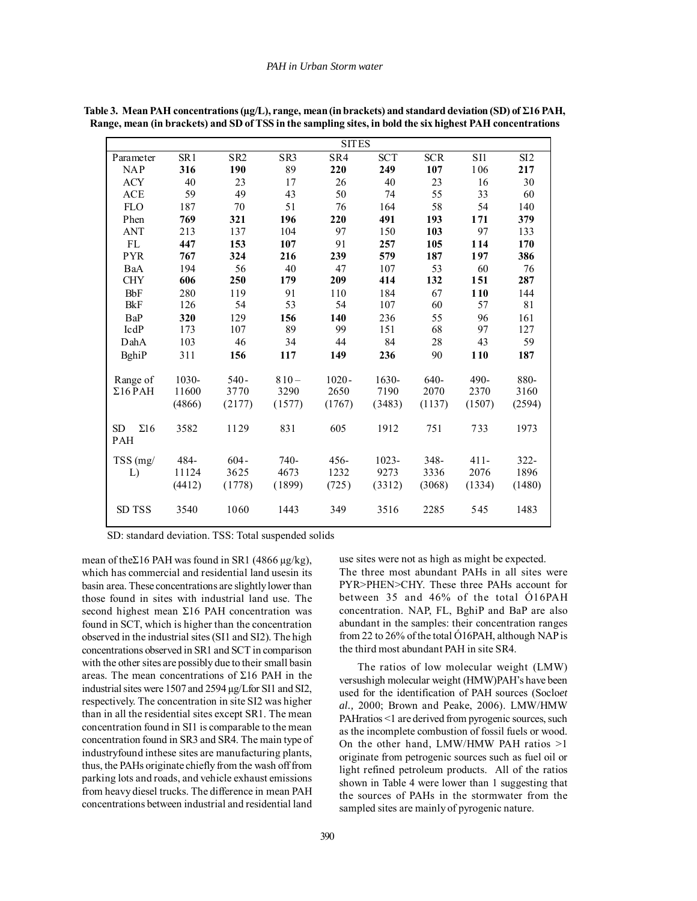Table 3. Mean PAH concentrations (μg/L), range, mean (in brackets) and standard deviation (SD) of Σ16 PAH, Range, mean (in brackets) and SD of TSS in the sampling sites, in bold the six highest PAH concentrations

| Parameter | SR1 | SR2 | SR3 | SR4 | SCT | SCR | SI1 | SI2 |
|---|---|---|---|---|---|---|---|---|
| NAP | **316** | **190** | 89 | **220** | **249** | **107** | 106 | **217** |
| ACY | 40 | 23 | 17 | 26 | 40 | 23 | 16 | 30 |
| ACE | 59 | 49 | 43 | 50 | 74 | 55 | 33 | 60 |
| FLO | 187 | 70 | 51 | 76 | 164 | 58 | 54 | 140 |
| Phen | **769** | **321** | **196** | **220** | **491** | **193** | **171** | **379** |
| ANT | 213 | 137 | 104 | 97 | 150 | **103** | 97 | 133 |
| FL | **447** | **153** | **107** | 91 | **257** | **105** | **114** | **170** |
| PYR | **767** | **324** | **216** | **239** | **579** | **187** | **197** | **386** |
| BaA | 194 | 56 | 40 | 47 | 107 | 53 | 60 | 76 |
| CHY | **606** | **250** | **179** | **209** | **414** | **132** | **151** | **287** |
| BbF | 280 | 119 | 91 | 110 | 184 | 67 | **110** | 144 |
| BkF | 126 | 54 | 53 | 54 | 107 | 60 | 57 | 81 |
| BaP | **320** | 129 | **156** | **140** | 236 | 55 | 96 | 161 |
| IcdP | 173 | 107 | 89 | 99 | 151 | 68 | 97 | 127 |
| DahA | 103 | 46 | 34 | 44 | 84 | 28 | 43 | 59 |
| BghiP | 311 | **156** | **117** | **149** | **236** | 90 | **110** | **187** |
| Range of Σ16 PAH | 1030-11600 (4866) | 540-3770 (2177) | 810 – 3290 (1577) | 1020-2650 (1767) | 1630-7190 (3483) | 640-2070 (1137) | 490-2370 (1507) | 880-3160 (2594) |
| SD Σ16 PAH | 3582 | 1129 | 831 | 605 | 1912 | 751 | 733 | 1973 |
| TSS (mg/L) | 484-11124 (4412) | 604-3625 (1778) | 740-4673 (1899) | 456-1232 (725) | 1023-9273 (3312) | 348-3336 (3068) | 411-2076 (1334) | 322-1896 (1480) |
| SD TSS | 3540 | 1060 | 1443 | 349 | 3516 | 2285 | 545 | 1483 |

SD: standard deviation. TSS: Total suspended solids

mean of theΣ16 PAH was found in SR1 (4866 μg/kg), which has commercial and residential land usesin its basin area. These concentrations are slightly lower than those found in sites with industrial land use. The second highest mean Σ16 PAH concentration was found in SCT, which is higher than the concentration observed in the industrial sites (SI1 and SI2). The high concentrations observed in SR1 and SCT in comparison with the other sites are possibly due to their small basin areas. The mean concentrations of Σ16 PAH in the industrial sites were 1507 and 2594 μg/Lfor SI1 and SI2, respectively. The concentration in site SI2 was higher than in all the residential sites except SR1. The mean concentration found in SI1 is comparable to the mean concentration found in SR3 and SR4. The main type of industryfound inthese sites are manufacturing plants, thus, the PAHs originate chiefly from the wash off from parking lots and roads, and vehicle exhaust emissions from heavy diesel trucks. The difference in mean PAH concentrations between industrial and residential land use sites were not as high as might be expected.

The three most abundant PAHs in all sites were PYR>PHEN>CHY. These three PAHs account for between 35 and 46% of the total Ó16PAH concentration. NAP, FL, BghiP and BaP are also abundant in the samples: their concentration ranges from 22 to 26% of the total Ó16PAH, although NAP is the third most abundant PAH in site SR4.

The ratios of low molecular weight (LMW) versushigh molecular weight (HMW)PAH's have been used for the identification of PAH sources (Soclo*et al.,* 2000; Brown and Peake, 2006). LMW/HMW PAHratios <1 are derived from pyrogenic sources, such as the incomplete combustion of fossil fuels or wood. On the other hand, LMW/HMW PAH ratios >1 originate from petrogenic sources such as fuel oil or light refined petroleum products. All of the ratios shown in Table 4 were lower than 1 suggesting that the sources of PAHs in the stormwater from the sampled sites are mainly of pyrogenic nature.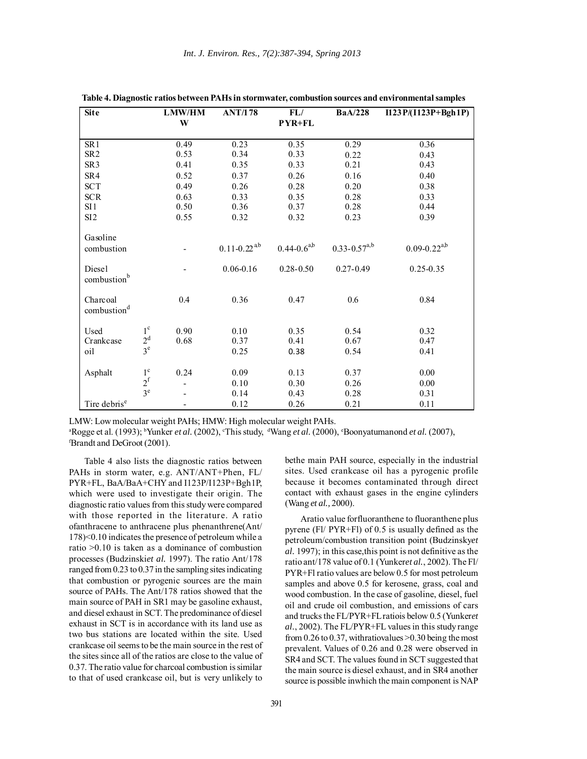**Table 4. Diagnostic ratios between PAHs in stormwater, combustion sources and environmental samples**

| Site | | LMW/HMW | ANT/178 | FL/ PYR+FL | BaA/228 | I123P/(I123P+Bgh1P) |
|---|---|---|---|---|---|---|
| SR1 | | 0.49 | 0.23 | 0.35 | 0.29 | 0.36 |
| SR2 | | 0.53 | 0.34 | 0.33 | 0.22 | 0.43 |
| SR3 | | 0.41 | 0.35 | 0.33 | 0.21 | 0.43 |
| SR4 | | 0.52 | 0.37 | 0.26 | 0.16 | 0.40 |
| SCT | | 0.49 | 0.26 | 0.28 | 0.20 | 0.38 |
| SCR | | 0.63 | 0.33 | 0.35 | 0.28 | 0.33 |
| SI1 | | 0.50 | 0.36 | 0.37 | 0.28 | 0.44 |
| SI2 | | 0.55 | 0.32 | 0.32 | 0.23 | 0.39 |
| Gasoline combustion | | - | 0.11-0.22 [a,b] | 0.44-0.6 [a,b] | 0.33-0.57 [a,b] | 0.09-0.22 [a,b] |
| Diesel combustion [b] | | - | 0.06-0.16 | 0.28-0.50 | 0.27-0.49 | 0.25-0.35 |
| Charcoal combustion [d] | | 0.4 | 0.36 | 0.47 | 0.6 | 0.84 |
| Used Crankcase oil | 1 [c] | 0.90 | 0.10 | 0.35 | 0.54 | 0.32 |
| | 2 [d] | 0.68 | 0.37 | 0.41 | 0.67 | 0.47 |
| | 3 [e] | | 0.25 | 0.38 | 0.54 | 0.41 |
| Asphalt | 1 [c] | 0.24 | 0.09 | 0.13 | 0.37 | 0.00 |
| | 2 [f] | - | 0.10 | 0.30 | 0.26 | 0.00 |
| | 3 [e] | - | 0.14 | 0.43 | 0.28 | 0.31 |
| Tire debris [e] | | - | 0.12 | 0.26 | 0.21 | 0.11 |

LMW: Low molecular weight PAHs; HMW: High molecular weight PAHs.
[a] Rogge et al. (1993); [b] Yunker *et al.* (2002), [c] This study, [d] Wang *et al.* (2000), [e] Boonyatumanond *et al.* (2007), [f] Brandt and DeGroot (2001).

Table 4 also lists the diagnostic ratios between PAHs in storm water, e.g. ANT/ANT+Phen, FL/PYR+FL, BaA/BaA+CHY and I123P/I123P+Bgh1P, which were used to investigate their origin. The diagnostic ratio values from this study were compared with those reported in the literature. A ratio ofanthracene to anthracene plus phenanthrene(Ant/178)<0.10 indicates the presence of petroleum while a ratio >0.10 is taken as a dominance of combustion processes (Budzinski*et al.* 1997). The ratio Ant/178 ranged from 0.23 to 0.37 in the sampling sites indicating that combustion or pyrogenic sources are the main source of PAHs. The Ant/178 ratios showed that the main source of PAH in SR1 may be gasoline exhaust, and diesel exhaust in SCT. The predominance of diesel exhaust in SCT is in accordance with its land use as two bus stations are located within the site. Used crankcase oil seems to be the main source in the rest of the sites since all of the ratios are close to the value of 0.37. The ratio value for charcoal combustion is similar to that of used crankcase oil, but is very unlikely to bethe main PAH source, especially in the industrial sites. Used crankcase oil has a pyrogenic profile because it becomes contaminated through direct contact with exhaust gases in the engine cylinders (Wang *et al.,* 2000).

Aratio value forfluoranthene to fluoranthene plus pyrene (Fl/ PYR+Fl) of 0.5 is usually defined as the petroleum/combustion transition point (Budzinsky*et al.* 1997); in this case,this point is not definitive as the ratio ant/178 value of 0.1 (Yunker*et al.*, 2002). The Fl/PYR+Fl ratio values are below 0.5 for most petroleum samples and above 0.5 for kerosene, grass, coal and wood combustion. In the case of gasoline, diesel, fuel oil and crude oil combustion, and emissions of cars and trucks the FL/PYR+FL ratiois below 0.5 (Yunker*et al.*, 2002). The FL/PYR+FL values in this study range from 0.26 to 0.37, withratiovalues >0.30 being the most prevalent. Values of 0.26 and 0.28 were observed in SR4 and SCT. The values found in SCT suggested that the main source is diesel exhaust, and in SR4 another source is possible inwhich the main component is NAP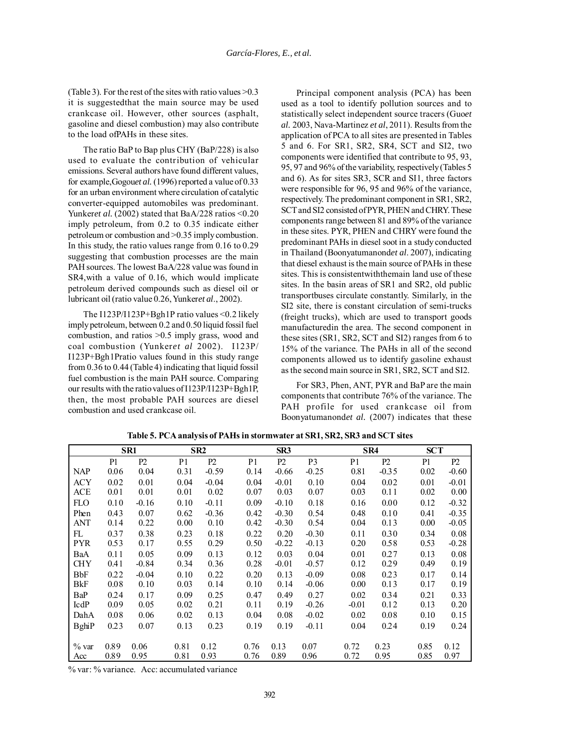(Table 3). For the rest of the sites with ratio values >0.3 it is suggestedthat the main source may be used crankcase oil. However, other sources (asphalt, gasoline and diesel combustion) may also contribute to the load ofPAHs in these sites.

The ratio BaP to Bap plus CHY (BaP/228) is also used to evaluate the contribution of vehicular emissions. Several authors have found different values, for example,Gogou*et al.* (1996) reported a value of 0.33 for an urban environment where circulation of catalytic converter-equipped automobiles was predominant. Yunker*et al.* (2002) stated that BaA/228 ratios <0.20 imply petroleum, from 0.2 to 0.35 indicate either petroleum or combustion and >0.35 imply combustion. In this study, the ratio values range from 0.16 to 0.29 suggesting that combustion processes are the main PAH sources. The lowest BaA/228 value was found in SR4,with a value of 0.16, which would implicate petroleum derived compounds such as diesel oil or lubricant oil (ratio value 0.26, Yunker*et al.*, 2002).

The I123P/I123P+Bgh1P ratio values <0.2 likely imply petroleum, between 0.2 and 0.50 liquid fossil fuel combustion, and ratios >0.5 imply grass, wood and coal combustion (Yunker*et al* 2002). I123P/ I123P+Bgh1Pratio values found in this study range from 0.36 to 0.44 (Table 4) indicating that liquid fossil fuel combustion is the main PAH source. Comparing our results with the ratio values of I123P/I123P+Bgh1P, then, the most probable PAH sources are diesel combustion and used crankcase oil.

Principal component analysis (PCA) has been used as a tool to identify pollution sources and to statistically select independent source tracers (Guo*et al.* 2003, Nava-Martinez *et al*, 2011). Results from the application of PCA to all sites are presented in Tables 5 and 6. For SR1, SR2, SR4, SCT and SI2, two components were identified that contribute to 95, 93, 95, 97 and 96% of the variability, respectively (Tables 5 and 6). As for sites SR3, SCR and SI1, three factors were responsible for 96, 95 and 96% of the variance, respectively. The predominant component in SR1, SR2, SCT and SI2 consisted of PYR, PHEN and CHRY. These components range between 81 and 89% of the variance in these sites. PYR, PHEN and CHRY were found the predominant PAHs in diesel soot in a study conducted in Thailand (Boonyatumanond*et al.* 2007), indicating that diesel exhaust is the main source of PAHs in these sites. This is consistentwiththemain land use of these sites. In the basin areas of SR1 and SR2, old public transportbuses circulate constantly. Similarly, in the SI2 site, there is constant circulation of semi-trucks (freight trucks), which are used to transport goods manufacturedin the area. The second component in these sites (SR1, SR2, SCT and SI2) ranges from 6 to 15% of the variance. The PAHs in all of the second components allowed us to identify gasoline exhaust as the second main source in SR1, SR2, SCT and SI2.

For SR3, Phen, ANT, PYR and BaP are the main components that contribute 76% of the variance. The PAH profile for used crankcase oil from Boonyatumanond*et al.* (2007) indicates that these

**Table 5. PCA analysis of PAHs in stormwater at SR1, SR2, SR3 and SCT sites**

| | SR1 | | SR2 | | SR3 | | | SR4 | | SCT | |
|---|---|---|---|---|---|---|---|---|---|---|---|
| | P1 | P2 | P1 | P2 | P1 | P2 | P3 | P1 | P2 | P1 | P2 |
| NAP | 0.06 | 0.04 | 0.31 | -0.59 | 0.14 | -0.66 | -0.25 | 0.81 | -0.35 | 0.02 | -0.60 |
| ACY | 0.02 | 0.01 | 0.04 | -0.04 | 0.04 | -0.01 | 0.10 | 0.04 | 0.02 | 0.01 | -0.01 |
| ACE | 0.01 | 0.01 | 0.01 | 0.02 | 0.07 | 0.03 | 0.07 | 0.03 | 0.11 | 0.02 | 0.00 |
| FLO | 0.10 | -0.16 | 0.10 | -0.11 | 0.09 | -0.10 | 0.18 | 0.16 | 0.00 | 0.12 | -0.32 |
| Phen | 0.43 | 0.07 | 0.62 | -0.36 | 0.42 | -0.30 | 0.54 | 0.48 | 0.10 | 0.41 | -0.35 |
| ANT | 0.14 | 0.22 | 0.00 | 0.10 | 0.42 | -0.30 | 0.54 | 0.04 | 0.13 | 0.00 | -0.05 |
| FL | 0.37 | 0.38 | 0.23 | 0.18 | 0.22 | 0.20 | -0.30 | 0.11 | 0.30 | 0.34 | 0.08 |
| PYR | 0.53 | 0.17 | 0.55 | 0.29 | 0.50 | -0.22 | -0.13 | 0.20 | 0.58 | 0.53 | -0.28 |
| BaA | 0.11 | 0.05 | 0.09 | 0.13 | 0.12 | 0.03 | 0.04 | 0.01 | 0.27 | 0.13 | 0.08 |
| CHY | 0.41 | -0.84 | 0.34 | 0.36 | 0.28 | -0.01 | -0.57 | 0.12 | 0.29 | 0.49 | 0.19 |
| BbF | 0.22 | -0.04 | 0.10 | 0.22 | 0.20 | 0.13 | -0.09 | 0.08 | 0.23 | 0.17 | 0.14 |
| BkF | 0.08 | 0.10 | 0.03 | 0.14 | 0.10 | 0.14 | -0.06 | 0.00 | 0.13 | 0.17 | 0.19 |
| BaP | 0.24 | 0.17 | 0.09 | 0.25 | 0.47 | 0.49 | 0.27 | 0.02 | 0.34 | 0.21 | 0.33 |
| IcdP | 0.09 | 0.05 | 0.02 | 0.21 | 0.11 | 0.19 | -0.26 | -0.01 | 0.12 | 0.13 | 0.20 |
| DahA | 0.08 | 0.06 | 0.02 | 0.13 | 0.04 | 0.08 | -0.02 | 0.02 | 0.08 | 0.10 | 0.15 |
| BghiP | 0.23 | 0.07 | 0.13 | 0.23 | 0.19 | 0.19 | -0.11 | 0.04 | 0.24 | 0.19 | 0.24 |
| % var | 0.89 | 0.06 | 0.81 | 0.12 | 0.76 | 0.13 | 0.07 | 0.72 | 0.23 | 0.85 | 0.12 |
| Acc | 0.89 | 0.95 | 0.81 | 0.93 | 0.76 | 0.89 | 0.96 | 0.72 | 0.95 | 0.85 | 0.97 |

% var: % variance. Acc: accumulated variance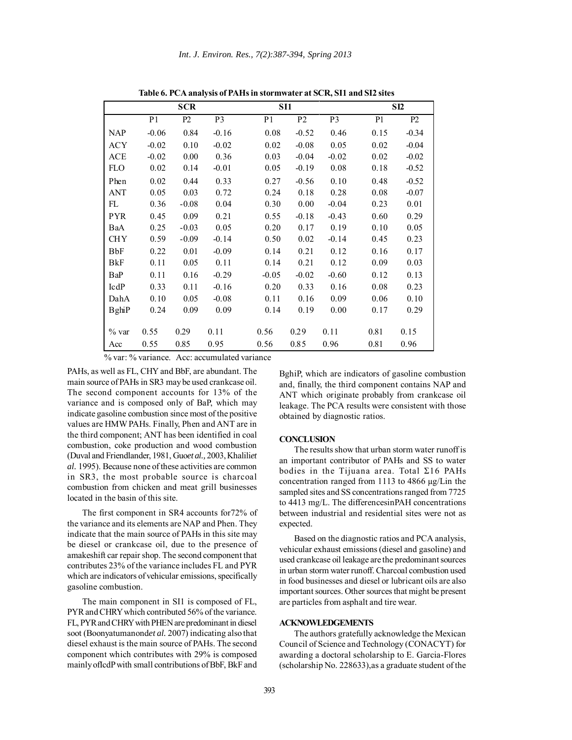**Table 6. PCA analysis of PAHs in stormwater at SCR, SI1 and SI2 sites**

| | SCR | | | SI1 | | | SI2 | |
|---|---|---|---|---|---|---|---|---|
| | P1 | P2 | P3 | P1 | P2 | P3 | P1 | P2 |
| NAP | -0.06 | 0.84 | -0.16 | 0.08 | -0.52 | 0.46 | 0.15 | -0.34 |
| ACY | -0.02 | 0.10 | -0.02 | 0.02 | -0.08 | 0.05 | 0.02 | -0.04 |
| ACE | -0.02 | 0.00 | 0.36 | 0.03 | -0.04 | -0.02 | 0.02 | -0.02 |
| FLO | 0.02 | 0.14 | -0.01 | 0.05 | -0.19 | 0.08 | 0.18 | -0.52 |
| Phen | 0.02 | 0.44 | 0.33 | 0.27 | -0.56 | 0.10 | 0.48 | -0.52 |
| ANT | 0.05 | 0.03 | 0.72 | 0.24 | 0.18 | 0.28 | 0.08 | -0.07 |
| FL | 0.36 | -0.08 | 0.04 | 0.30 | 0.00 | -0.04 | 0.23 | 0.01 |
| PYR | 0.45 | 0.09 | 0.21 | 0.55 | -0.18 | -0.43 | 0.60 | 0.29 |
| BaA | 0.25 | -0.03 | 0.05 | 0.20 | 0.17 | 0.19 | 0.10 | 0.05 |
| CHY | 0.59 | -0.09 | -0.14 | 0.50 | 0.02 | -0.14 | 0.45 | 0.23 |
| BbF | 0.22 | 0.01 | -0.09 | 0.14 | 0.21 | 0.12 | 0.16 | 0.17 |
| BkF | 0.11 | 0.05 | 0.11 | 0.14 | 0.21 | 0.12 | 0.09 | 0.03 |
| BaP | 0.11 | 0.16 | -0.29 | -0.05 | -0.02 | -0.60 | 0.12 | 0.13 |
| IcdP | 0.33 | 0.11 | -0.16 | 0.20 | 0.33 | 0.16 | 0.08 | 0.23 |
| DahA | 0.10 | 0.05 | -0.08 | 0.11 | 0.16 | 0.09 | 0.06 | 0.10 |
| BghiP | 0.24 | 0.09 | 0.09 | 0.14 | 0.19 | 0.00 | 0.17 | 0.29 |
| % var | 0.55 | 0.29 | 0.11 | 0.56 | 0.29 | 0.11 | 0.81 | 0.15 |
| Acc | 0.55 | 0.85 | 0.95 | 0.56 | 0.85 | 0.96 | 0.81 | 0.96 |

% var: % variance. Acc: accumulated variance

PAHs, as well as FL, CHY and BbF, are abundant. The main source of PAHs in SR3 may be used crankcase oil. The second component accounts for 13% of the variance and is composed only of BaP, which may indicate gasoline combustion since most of the positive values are HMW PAHs. Finally, Phen and ANT are in the third component; ANT has been identified in coal combustion, coke production and wood combustion (Duval and Friendlander, 1981, Guo *et al.,* 2003, Khalili *et al.* 1995). Because none of these activities are common in SR3, the most probable source is charcoal combustion from chicken and meat grill businesses located in the basin of this site.

The first component in SR4 accounts for 72% of the variance and its elements are NAP and Phen. They indicate that the main source of PAHs in this site may be diesel or crankcase oil, due to the presence of a makeshift car repair shop. The second component that contributes 23% of the variance includes FL and PYR which are indicators of vehicular emissions, specifically gasoline combustion.

The main component in SI1 is composed of FL, PYR and CHRY which contributed 56% of the variance. FL, PYR and CHRY with PHEN are predominant in diesel soot (Boonyatumanond *et al.* 2007) indicating also that diesel exhaust is the main source of PAHs. The second component which contributes with 29% is composed mainly of IcdP with small contributions of BbF, BkF and BghiP, which are indicators of gasoline combustion and, finally, the third component contains NAP and ANT which originate probably from crankcase oil leakage. The PCA results were consistent with those obtained by diagnostic ratios.

## CONCLUSION

The results show that urban storm water runoff is an important contributor of PAHs and SS to water bodies in the Tijuana area. Total Σ16 PAHs concentration ranged from 1113 to 4866 μg/L in the sampled sites and SS concentrations ranged from 7725 to 4413 mg/L. The differences in PAH concentrations between industrial and residential sites were not as expected.

Based on the diagnostic ratios and PCA analysis, vehicular exhaust emissions (diesel and gasoline) and used crankcase oil leakage are the predominant sources in urban storm water runoff. Charcoal combustion used in food businesses and diesel or lubricant oils are also important sources. Other sources that might be present are particles from asphalt and tire wear.

## ACKNOWLEDGEMENTS

The authors gratefully acknowledge the Mexican Council of Science and Technology (CONACYT) for awarding a doctoral scholarship to E. Garcia-Flores (scholarship No. 228633), as a graduate student of the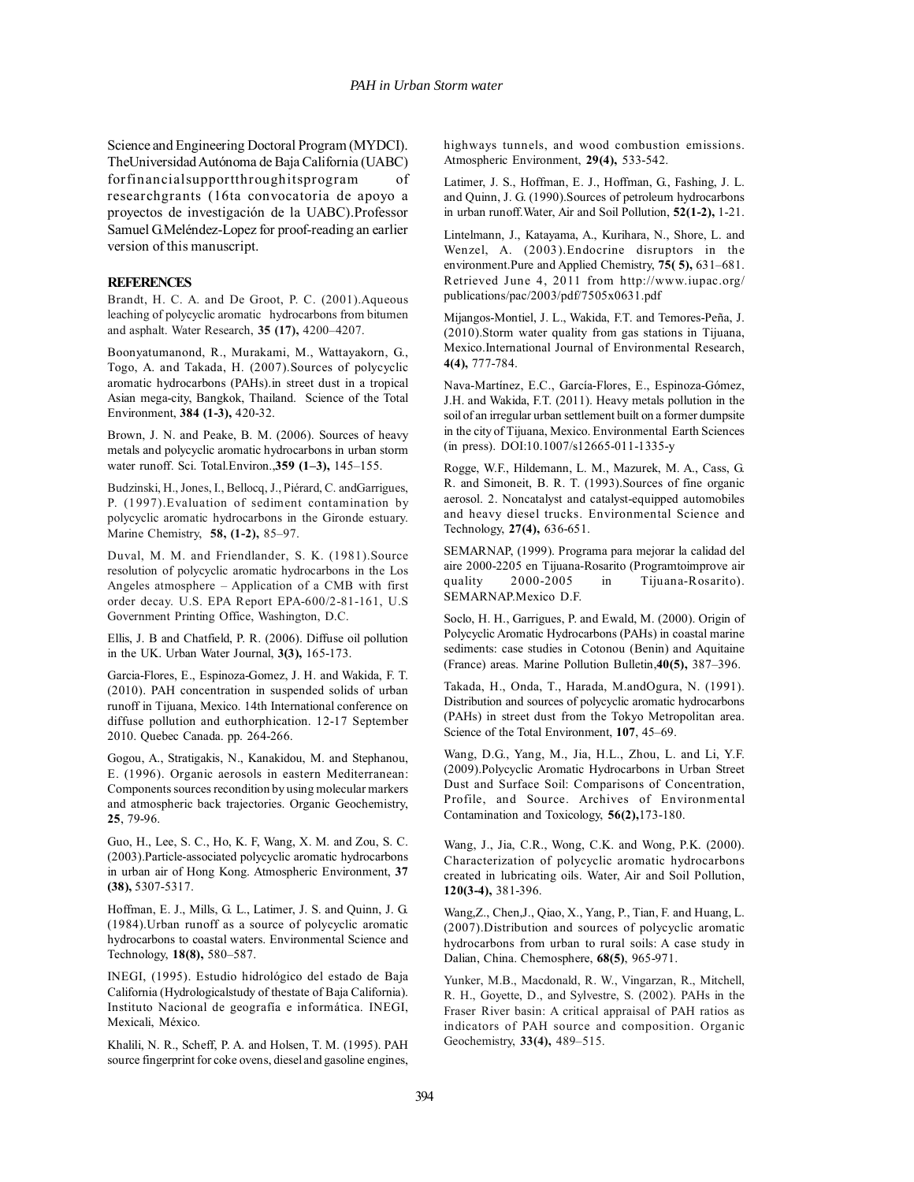Science and Engineering Doctoral Program (MYDCI). TheUniversidad Autónoma de Baja California (UABC) forfinancialsupportthroughitsprogram of researchgrants (16ta convocatoria de apoyo a proyectos de investigación de la UABC).Professor Samuel G.Meléndez-Lopez for proof-reading an earlier version of this manuscript.

## REFERENCES

Brandt, H. C. A. and De Groot, P. C. (2001).Aqueous leaching of polycyclic aromatic hydrocarbons from bitumen and asphalt. Water Research, **35 (17),** 4200–4207.

Boonyatumanond, R., Murakami, M., Wattayakorn, G., Togo, A. and Takada, H. (2007).Sources of polycyclic aromatic hydrocarbons (PAHs).in street dust in a tropical Asian mega-city, Bangkok, Thailand. Science of the Total Environment, **384 (1-3),** 420-32.

Brown, J. N. and Peake, B. M. (2006). Sources of heavy metals and polycyclic aromatic hydrocarbons in urban storm water runoff. Sci. Total.Environ.,**359 (1–3),** 145–155.

Budzinski, H., Jones, I., Bellocq, J., Piérard, C. andGarrigues, P. (1997).Evaluation of sediment contamination by polycyclic aromatic hydrocarbons in the Gironde estuary. Marine Chemistry, **58, (1-2),** 85–97.

Duval, M. M. and Friendlander, S. K. (1981).Source resolution of polycyclic aromatic hydrocarbons in the Los Angeles atmosphere – Application of a CMB with first order decay. U.S. EPA Report EPA-600/2-81-161, U.S Government Printing Office, Washington, D.C.

Ellis, J. B and Chatfield, P. R. (2006). Diffuse oil pollution in the UK. Urban Water Journal, **3(3),** 165-173.

Garcia-Flores, E., Espinoza-Gomez, J. H. and Wakida, F. T. (2010). PAH concentration in suspended solids of urban runoff in Tijuana, Mexico. 14th International conference on diffuse pollution and euthorphication. 12-17 September 2010. Quebec Canada. pp. 264-266.

Gogou, A., Stratigakis, N., Kanakidou, M. and Stephanou, E. (1996). Organic aerosols in eastern Mediterranean: Components sources recondition by using molecular markers and atmospheric back trajectories. Organic Geochemistry, **25**, 79-96.

Guo, H., Lee, S. C., Ho, K. F, Wang, X. M. and Zou, S. C. (2003).Particle-associated polycyclic aromatic hydrocarbons in urban air of Hong Kong. Atmospheric Environment, **37 (38),** 5307-5317.

Hoffman, E. J., Mills, G. L., Latimer, J. S. and Quinn, J. G. (1984).Urban runoff as a source of polycyclic aromatic hydrocarbons to coastal waters. Environmental Science and Technology, **18(8),** 580–587.

INEGI, (1995). Estudio hidrológico del estado de Baja California (Hydrologicalstudy of thestate of Baja California). Instituto Nacional de geografía e informática. INEGI, Mexicali, México.

Khalili, N. R., Scheff, P. A. and Holsen, T. M. (1995). PAH source fingerprint for coke ovens, diesel and gasoline engines, highways tunnels, and wood combustion emissions. Atmospheric Environment, **29(4),** 533-542.

Latimer, J. S., Hoffman, E. J., Hoffman, G., Fashing, J. L. and Quinn, J. G. (1990).Sources of petroleum hydrocarbons in urban runoff.Water, Air and Soil Pollution, **52(1-2),** 1-21.

Lintelmann, J., Katayama, A., Kurihara, N., Shore, L. and Wenzel, A. (2003).Endocrine disruptors in the environment.Pure and Applied Chemistry, **75( 5),** 631–681. Retrieved June 4, 2011 from http://www.iupac.org/publications/pac/2003/pdf/7505x0631.pdf

Mijangos-Montiel, J. L., Wakida, F.T. and Temores-Peña, J. (2010).Storm water quality from gas stations in Tijuana, Mexico.International Journal of Environmental Research, **4(4),** 777-784.

Nava-Martínez, E.C., García-Flores, E., Espinoza-Gómez, J.H. and Wakida, F.T. (2011). Heavy metals pollution in the soil of an irregular urban settlement built on a former dumpsite in the city of Tijuana, Mexico. Environmental Earth Sciences (in press). DOI:10.1007/s12665-011-1335-y

Rogge, W.F., Hildemann, L. M., Mazurek, M. A., Cass, G. R. and Simoneit, B. R. T. (1993).Sources of fine organic aerosol. 2. Noncatalyst and catalyst-equipped automobiles and heavy diesel trucks. Environmental Science and Technology, **27(4),** 636-651.

SEMARNAP, (1999). Programa para mejorar la calidad del aire 2000-2205 en Tijuana-Rosarito (Programtoimprove air quality 2000-2005 in Tijuana-Rosarito). SEMARNAP.Mexico D.F.

Soclo, H. H., Garrigues, P. and Ewald, M. (2000). Origin of Polycyclic Aromatic Hydrocarbons (PAHs) in coastal marine sediments: case studies in Cotonou (Benin) and Aquitaine (France) areas. Marine Pollution Bulletin,**40(5),** 387–396.

Takada, H., Onda, T., Harada, M.andOgura, N. (1991). Distribution and sources of polycyclic aromatic hydrocarbons (PAHs) in street dust from the Tokyo Metropolitan area. Science of the Total Environment, **107**, 45–69.

Wang, D.G., Yang, M., Jia, H.L., Zhou, L. and Li, Y.F. (2009).Polycyclic Aromatic Hydrocarbons in Urban Street Dust and Surface Soil: Comparisons of Concentration, Profile, and Source. Archives of Environmental Contamination and Toxicology, **56(2),**173-180.

Wang, J., Jia, C.R., Wong, C.K. and Wong, P.K. (2000). Characterization of polycyclic aromatic hydrocarbons created in lubricating oils. Water, Air and Soil Pollution, **120(3-4),** 381-396.

Wang,Z., Chen,J., Qiao, X., Yang, P., Tian, F. and Huang, L. (2007).Distribution and sources of polycyclic aromatic hydrocarbons from urban to rural soils: A case study in Dalian, China. Chemosphere, **68(5)**, 965-971.

Yunker, M.B., Macdonald, R. W., Vingarzan, R., Mitchell, R. H., Goyette, D., and Sylvestre, S. (2002). PAHs in the Fraser River basin: A critical appraisal of PAH ratios as indicators of PAH source and composition. Organic Geochemistry, **33(4),** 489–515.